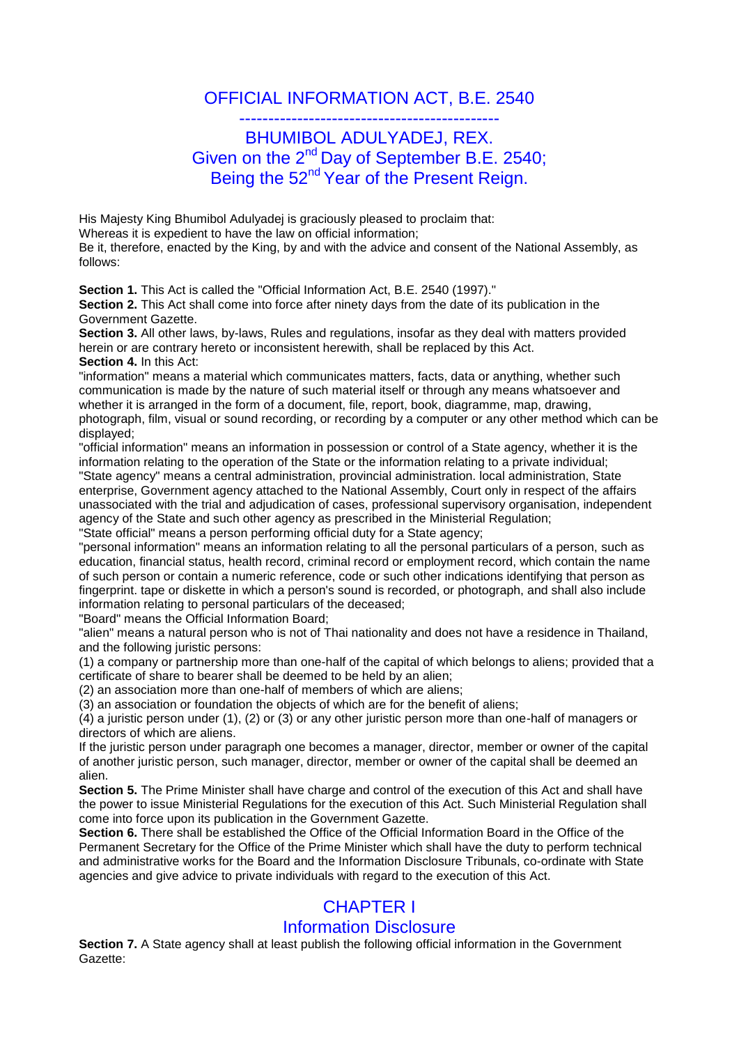# OFFICIAL INFORMATION ACT, B.E. 2540

---

## BHUMIBOL ADULYADEJ, REX.
## Given on the 2nd Day of September B.E. 2540;
## Being the 52nd Year of the Present Reign.

His Majesty King Bhumibol Adulyadej is graciously pleased to proclaim that:
Whereas it is expedient to have the law on official information;
Be it, therefore, enacted by the King, by and with the advice and consent of the National Assembly, as follows:

**Section 1.** This Act is called the "Official Information Act, B.E. 2540 (1997)."
**Section 2.** This Act shall come into force after ninety days from the date of its publication in the Government Gazette.
**Section 3.** All other laws, by-laws, Rules and regulations, insofar as they deal with matters provided herein or are contrary hereto or inconsistent herewith, shall be replaced by this Act.
**Section 4.** In this Act:
"information" means a material which communicates matters, facts, data or anything, whether such communication is made by the nature of such material itself or through any means whatsoever and whether it is arranged in the form of a document, file, report, book, diagramme, map, drawing, photograph, film, visual or sound recording, or recording by a computer or any other method which can be displayed;
"official information" means an information in possession or control of a State agency, whether it is the information relating to the operation of the State or the information relating to a private individual;
"State agency" means a central administration, provincial administration. local administration, State enterprise, Government agency attached to the National Assembly, Court only in respect of the affairs unassociated with the trial and adjudication of cases, professional supervisory organisation, independent agency of the State and such other agency as prescribed in the Ministerial Regulation;
"State official" means a person performing official duty for a State agency;
"personal information" means an information relating to all the personal particulars of a person, such as education, financial status, health record, criminal record or employment record, which contain the name of such person or contain a numeric reference, code or such other indications identifying that person as fingerprint. tape or diskette in which a person's sound is recorded, or photograph, and shall also include information relating to personal particulars of the deceased;
"Board" means the Official Information Board;
"alien" means a natural person who is not of Thai nationality and does not have a residence in Thailand, and the following juristic persons:
(1) a company or partnership more than one-half of the capital of which belongs to aliens; provided that a certificate of share to bearer shall be deemed to be held by an alien;
(2) an association more than one-half of members of which are aliens;
(3) an association or foundation the objects of which are for the benefit of aliens;
(4) a juristic person under (1), (2) or (3) or any other juristic person more than one-half of managers or directors of which are aliens.
If the juristic person under paragraph one becomes a manager, director, member or owner of the capital of another juristic person, such manager, director, member or owner of the capital shall be deemed an alien.
**Section 5.** The Prime Minister shall have charge and control of the execution of this Act and shall have the power to issue Ministerial Regulations for the execution of this Act. Such Ministerial Regulation shall come into force upon its publication in the Government Gazette.
**Section 6.** There shall be established the Office of the Official Information Board in the Office of the Permanent Secretary for the Office of the Prime Minister which shall have the duty to perform technical and administrative works for the Board and the Information Disclosure Tribunals, co-ordinate with State agencies and give advice to private individuals with regard to the execution of this Act.

## CHAPTER I
## Information Disclosure

**Section 7.** A State agency shall at least publish the following official information in the Government Gazette: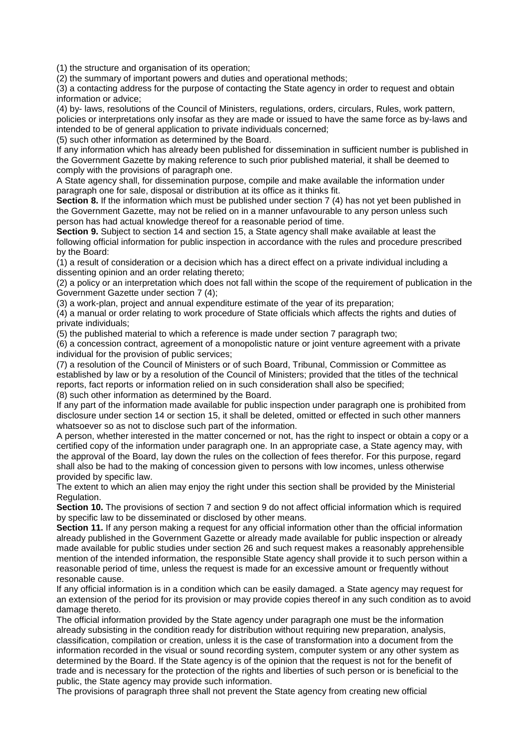(1) the structure and organisation of its operation;

(2) the summary of important powers and duties and operational methods;

(3) a contacting address for the purpose of contacting the State agency in order to request and obtain information or advice;

(4) by- laws, resolutions of the Council of Ministers, regulations, orders, circulars, Rules, work pattern, policies or interpretations only insofar as they are made or issued to have the same force as by-laws and intended to be of general application to private individuals concerned;

(5) such other information as determined by the Board.

If any information which has already been published for dissemination in sufficient number is published in the Government Gazette by making reference to such prior published material, it shall be deemed to comply with the provisions of paragraph one.

A State agency shall, for dissemination purpose, compile and make available the information under paragraph one for sale, disposal or distribution at its office as it thinks fit.

**Section 8.** If the information which must be published under section 7 (4) has not yet been published in the Government Gazette, may not be relied on in a manner unfavourable to any person unless such person has had actual knowledge thereof for a reasonable period of time.

**Section 9.** Subject to section 14 and section 15, a State agency shall make available at least the following official information for public inspection in accordance with the rules and procedure prescribed by the Board:

(1) a result of consideration or a decision which has a direct effect on a private individual including a dissenting opinion and an order relating thereto;

(2) a policy or an interpretation which does not fall within the scope of the requirement of publication in the Government Gazette under section 7 (4);

(3) a work-plan, project and annual expenditure estimate of the year of its preparation;

(4) a manual or order relating to work procedure of State officials which affects the rights and duties of private individuals;

(5) the published material to which a reference is made under section 7 paragraph two;

(6) a concession contract, agreement of a monopolistic nature or joint venture agreement with a private individual for the provision of public services;

(7) a resolution of the Council of Ministers or of such Board, Tribunal, Commission or Committee as established by law or by a resolution of the Council of Ministers; provided that the titles of the technical reports, fact reports or information relied on in such consideration shall also be specified;

(8) such other information as determined by the Board.

If any part of the information made available for public inspection under paragraph one is prohibited from disclosure under section 14 or section 15, it shall be deleted, omitted or effected in such other manners whatsoever so as not to disclose such part of the information.

A person, whether interested in the matter concerned or not, has the right to inspect or obtain a copy or a certified copy of the information under paragraph one. In an appropriate case, a State agency may, with the approval of the Board, lay down the rules on the collection of fees therefor. For this purpose, regard shall also be had to the making of concession given to persons with low incomes, unless otherwise provided by specific law.

The extent to which an alien may enjoy the right under this section shall be provided by the Ministerial Regulation.

**Section 10.** The provisions of section 7 and section 9 do not affect official information which is required by specific law to be disseminated or disclosed by other means.

**Section 11.** If any person making a request for any official information other than the official information already published in the Government Gazette or already made available for public inspection or already made available for public studies under section 26 and such request makes a reasonably apprehensible mention of the intended information, the responsible State agency shall provide it to such person within a reasonable period of time, unless the request is made for an excessive amount or frequently without resonable cause.

If any official information is in a condition which can be easily damaged. a State agency may request for an extension of the period for its provision or may provide copies thereof in any such condition as to avoid damage thereto.

The official information provided by the State agency under paragraph one must be the information already subsisting in the condition ready for distribution without requiring new preparation, analysis, classification, compilation or creation, unless it is the case of transformation into a document from the information recorded in the visual or sound recording system, computer system or any other system as determined by the Board. If the State agency is of the opinion that the request is not for the benefit of trade and is necessary for the protection of the rights and liberties of such person or is beneficial to the public, the State agency may provide such information.

The provisions of paragraph three shall not prevent the State agency from creating new official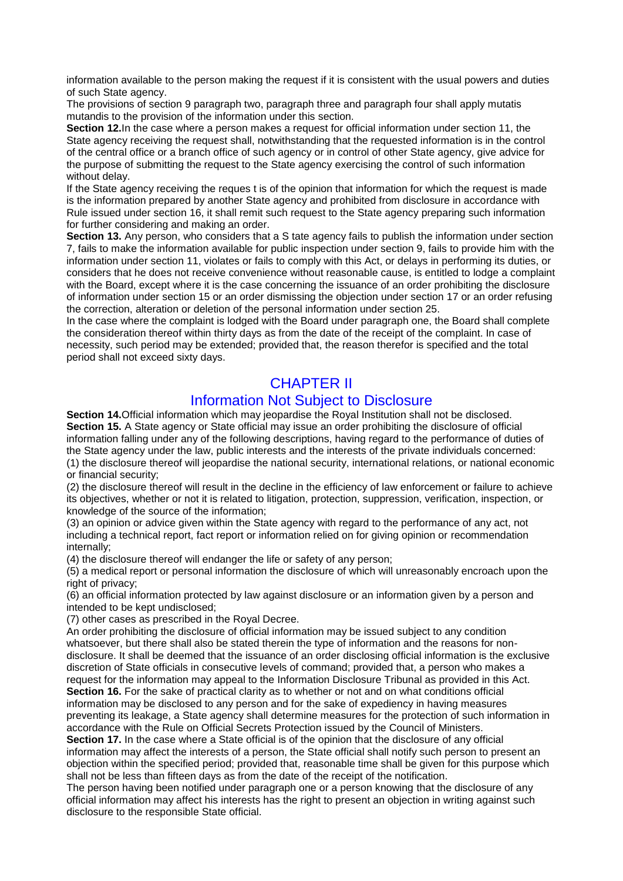information available to the person making the request if it is consistent with the usual powers and duties of such State agency.

The provisions of section 9 paragraph two, paragraph three and paragraph four shall apply mutatis mutandis to the provision of the information under this section.

**Section 12.** In the case where a person makes a request for official information under section 11, the State agency receiving the request shall, notwithstanding that the requested information is in the control of the central office or a branch office of such agency or in control of other State agency, give advice for the purpose of submitting the request to the State agency exercising the control of such information without delay.

If the State agency receiving the reques t is of the opinion that information for which the request is made is the information prepared by another State agency and prohibited from disclosure in accordance with Rule issued under section 16, it shall remit such request to the State agency preparing such information for further considering and making an order.

**Section 13.** Any person, who considers that a S tate agency fails to publish the information under section 7, fails to make the information available for public inspection under section 9, fails to provide him with the information under section 11, violates or fails to comply with this Act, or delays in performing its duties, or considers that he does not receive convenience without reasonable cause, is entitled to lodge a complaint with the Board, except where it is the case concerning the issuance of an order prohibiting the disclosure of information under section 15 or an order dismissing the objection under section 17 or an order refusing the correction, alteration or deletion of the personal information under section 25.

In the case where the complaint is lodged with the Board under paragraph one, the Board shall complete the consideration thereof within thirty days as from the date of the receipt of the complaint. In case of necessity, such period may be extended; provided that, the reason therefor is specified and the total period shall not exceed sixty days.

## CHAPTER II

## Information Not Subject to Disclosure

**Section 14.** Official information which may jeopardise the Royal Institution shall not be disclosed.

**Section 15.** A State agency or State official may issue an order prohibiting the disclosure of official information falling under any of the following descriptions, having regard to the performance of duties of the State agency under the law, public interests and the interests of the private individuals concerned:

(1) the disclosure thereof will jeopardise the national security, international relations, or national economic or financial security;

(2) the disclosure thereof will result in the decline in the efficiency of law enforcement or failure to achieve its objectives, whether or not it is related to litigation, protection, suppression, verification, inspection, or knowledge of the source of the information;

(3) an opinion or advice given within the State agency with regard to the performance of any act, not including a technical report, fact report or information relied on for giving opinion or recommendation internally;

(4) the disclosure thereof will endanger the life or safety of any person;

(5) a medical report or personal information the disclosure of which will unreasonably encroach upon the right of privacy;

(6) an official information protected by law against disclosure or an information given by a person and intended to be kept undisclosed;

(7) other cases as prescribed in the Royal Decree.

An order prohibiting the disclosure of official information may be issued subject to any condition whatsoever, but there shall also be stated therein the type of information and the reasons for non-disclosure. It shall be deemed that the issuance of an order disclosing official information is the exclusive discretion of State officials in consecutive levels of command; provided that, a person who makes a request for the information may appeal to the Information Disclosure Tribunal as provided in this Act.

**Section 16.** For the sake of practical clarity as to whether or not and on what conditions official information may be disclosed to any person and for the sake of expediency in having measures preventing its leakage, a State agency shall determine measures for the protection of such information in accordance with the Rule on Official Secrets Protection issued by the Council of Ministers.

**Section 17.** In the case where a State official is of the opinion that the disclosure of any official information may affect the interests of a person, the State official shall notify such person to present an objection within the specified period; provided that, reasonable time shall be given for this purpose which shall not be less than fifteen days as from the date of the receipt of the notification.

The person having been notified under paragraph one or a person knowing that the disclosure of any official information may affect his interests has the right to present an objection in writing against such disclosure to the responsible State official.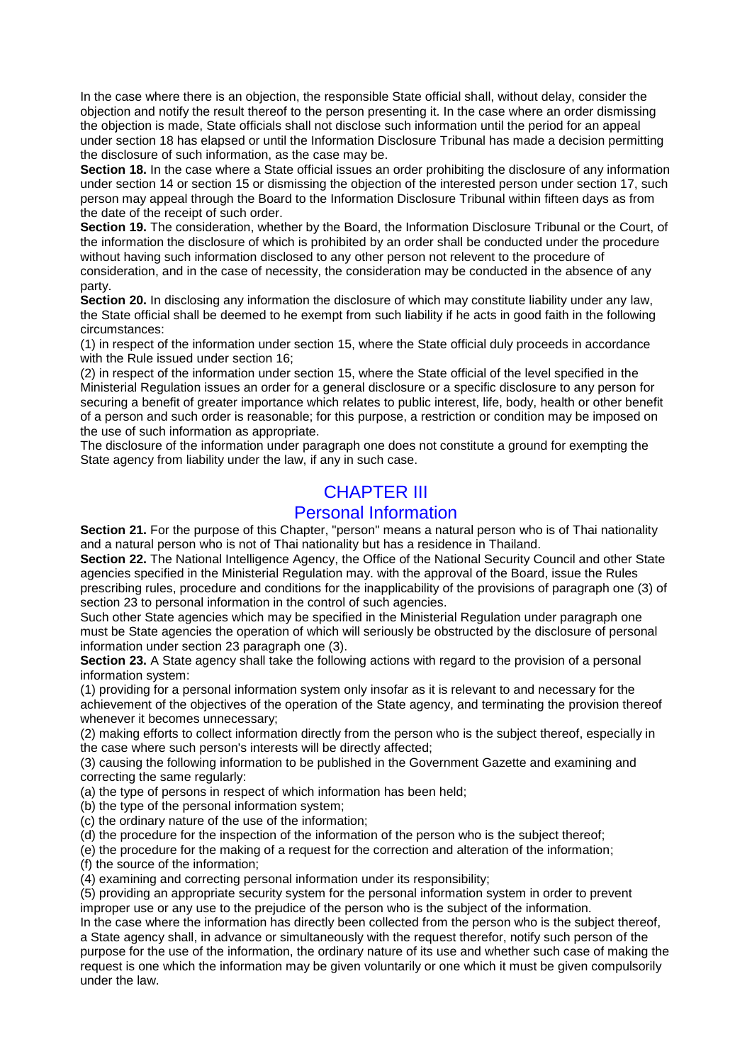In the case where there is an objection, the responsible State official shall, without delay, consider the objection and notify the result thereof to the person presenting it. In the case where an order dismissing the objection is made, State officials shall not disclose such information until the period for an appeal under section 18 has elapsed or until the Information Disclosure Tribunal has made a decision permitting the disclosure of such information, as the case may be.

**Section 18.** In the case where a State official issues an order prohibiting the disclosure of any information under section 14 or section 15 or dismissing the objection of the interested person under section 17, such person may appeal through the Board to the Information Disclosure Tribunal within fifteen days as from the date of the receipt of such order.

**Section 19.** The consideration, whether by the Board, the Information Disclosure Tribunal or the Court, of the information the disclosure of which is prohibited by an order shall be conducted under the procedure without having such information disclosed to any other person not relevent to the procedure of consideration, and in the case of necessity, the consideration may be conducted in the absence of any party.

**Section 20.** In disclosing any information the disclosure of which may constitute liability under any law, the State official shall be deemed to he exempt from such liability if he acts in good faith in the following circumstances:

(1) in respect of the information under section 15, where the State official duly proceeds in accordance with the Rule issued under section 16;

(2) in respect of the information under section 15, where the State official of the level specified in the Ministerial Regulation issues an order for a general disclosure or a specific disclosure to any person for securing a benefit of greater importance which relates to public interest, life, body, health or other benefit of a person and such order is reasonable; for this purpose, a restriction or condition may be imposed on the use of such information as appropriate.

The disclosure of the information under paragraph one does not constitute a ground for exempting the State agency from liability under the law, if any in such case.

## CHAPTER III
## Personal Information

**Section 21.** For the purpose of this Chapter, "person" means a natural person who is of Thai nationality and a natural person who is not of Thai nationality but has a residence in Thailand.

**Section 22.** The National Intelligence Agency, the Office of the National Security Council and other State agencies specified in the Ministerial Regulation may. with the approval of the Board, issue the Rules prescribing rules, procedure and conditions for the inapplicability of the provisions of paragraph one (3) of section 23 to personal information in the control of such agencies.

Such other State agencies which may be specified in the Ministerial Regulation under paragraph one must be State agencies the operation of which will seriously be obstructed by the disclosure of personal information under section 23 paragraph one (3).

**Section 23.** A State agency shall take the following actions with regard to the provision of a personal information system:

(1) providing for a personal information system only insofar as it is relevant to and necessary for the achievement of the objectives of the operation of the State agency, and terminating the provision thereof whenever it becomes unnecessary;

(2) making efforts to collect information directly from the person who is the subject thereof, especially in the case where such person's interests will be directly affected;

(3) causing the following information to be published in the Government Gazette and examining and correcting the same regularly:

(a) the type of persons in respect of which information has been held;

(b) the type of the personal information system;

(c) the ordinary nature of the use of the information;

(d) the procedure for the inspection of the information of the person who is the subject thereof;

(e) the procedure for the making of a request for the correction and alteration of the information;

(f) the source of the information;

(4) examining and correcting personal information under its responsibility;

(5) providing an appropriate security system for the personal information system in order to prevent improper use or any use to the prejudice of the person who is the subject of the information.

In the case where the information has directly been collected from the person who is the subject thereof, a State agency shall, in advance or simultaneously with the request therefor, notify such person of the purpose for the use of the information, the ordinary nature of its use and whether such case of making the request is one which the information may be given voluntarily or one which it must be given compulsorily under the law.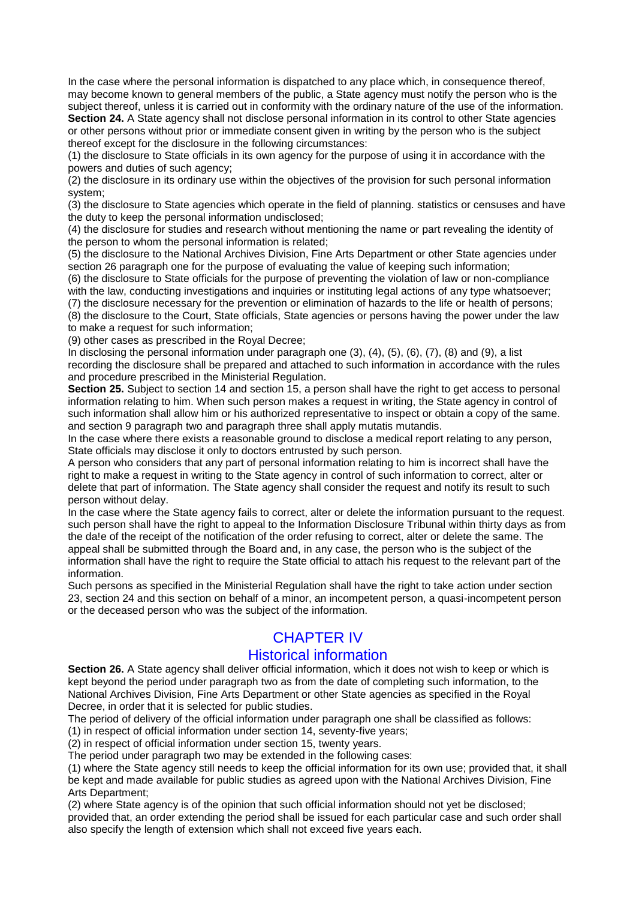In the case where the personal information is dispatched to any place which, in consequence thereof, may become known to general members of the public, a State agency must notify the person who is the subject thereof, unless it is carried out in conformity with the ordinary nature of the use of the information.

**Section 24.** A State agency shall not disclose personal information in its control to other State agencies or other persons without prior or immediate consent given in writing by the person who is the subject thereof except for the disclosure in the following circumstances:

(1) the disclosure to State officials in its own agency for the purpose of using it in accordance with the powers and duties of such agency;

(2) the disclosure in its ordinary use within the objectives of the provision for such personal information system;

(3) the disclosure to State agencies which operate in the field of planning. statistics or censuses and have the duty to keep the personal information undisclosed;

(4) the disclosure for studies and research without mentioning the name or part revealing the identity of the person to whom the personal information is related;

(5) the disclosure to the National Archives Division, Fine Arts Department or other State agencies under section 26 paragraph one for the purpose of evaluating the value of keeping such information;

(6) the disclosure to State officials for the purpose of preventing the violation of law or non-compliance with the law, conducting investigations and inquiries or instituting legal actions of any type whatsoever;

(7) the disclosure necessary for the prevention or elimination of hazards to the life or health of persons;

(8) the disclosure to the Court, State officials, State agencies or persons having the power under the law to make a request for such information;

(9) other cases as prescribed in the Royal Decree;

In disclosing the personal information under paragraph one (3), (4), (5), (6), (7), (8) and (9), a list recording the disclosure shall be prepared and attached to such information in accordance with the rules and procedure prescribed in the Ministerial Regulation.

**Section 25.** Subject to section 14 and section 15, a person shall have the right to get access to personal information relating to him. When such person makes a request in writing, the State agency in control of such information shall allow him or his authorized representative to inspect or obtain a copy of the same. and section 9 paragraph two and paragraph three shall apply mutatis mutandis.

In the case where there exists a reasonable ground to disclose a medical report relating to any person, State officials may disclose it only to doctors entrusted by such person.

A person who considers that any part of personal information relating to him is incorrect shall have the right to make a request in writing to the State agency in control of such information to correct, alter or delete that part of information. The State agency shall consider the request and notify its result to such person without delay.

In the case where the State agency fails to correct, alter or delete the information pursuant to the request. such person shall have the right to appeal to the Information Disclosure Tribunal within thirty days as from the da!e of the receipt of the notification of the order refusing to correct, alter or delete the same. The appeal shall be submitted through the Board and, in any case, the person who is the subject of the information shall have the right to require the State official to attach his request to the relevant part of the information.

Such persons as specified in the Ministerial Regulation shall have the right to take action under section 23, section 24 and this section on behalf of a minor, an incompetent person, a quasi-incompetent person or the deceased person who was the subject of the information.

## CHAPTER IV
## Historical information

**Section 26.** A State agency shall deliver official information, which it does not wish to keep or which is kept beyond the period under paragraph two as from the date of completing such information, to the National Archives Division, Fine Arts Department or other State agencies as specified in the Royal Decree, in order that it is selected for public studies.

The period of delivery of the official information under paragraph one shall be classified as follows:

(1) in respect of official information under section 14, seventy-five years;

(2) in respect of official information under section 15, twenty years.

The period under paragraph two may be extended in the following cases:

(1) where the State agency still needs to keep the official information for its own use; provided that, it shall be kept and made available for public studies as agreed upon with the National Archives Division, Fine Arts Department;

(2) where State agency is of the opinion that such official information should not yet be disclosed; provided that, an order extending the period shall be issued for each particular case and such order shall also specify the length of extension which shall not exceed five years each.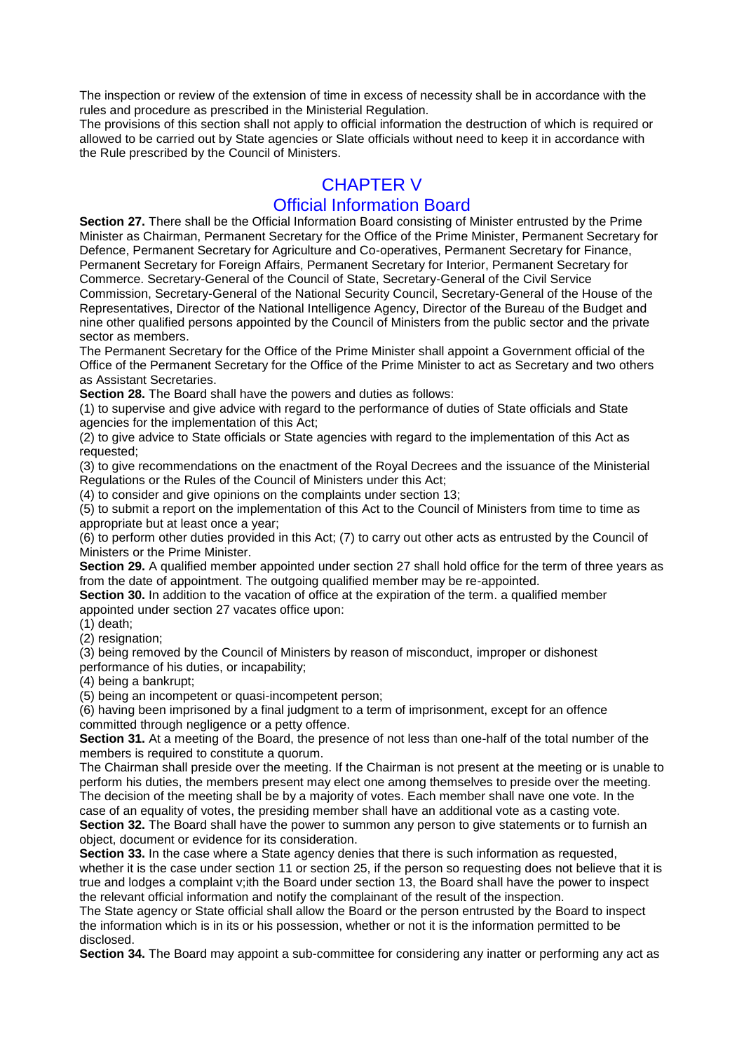The inspection or review of the extension of time in excess of necessity shall be in accordance with the rules and procedure as prescribed in the Ministerial Regulation.

The provisions of this section shall not apply to official information the destruction of which is required or allowed to be carried out by State agencies or Slate officials without need to keep it in accordance with the Rule prescribed by the Council of Ministers.

## CHAPTER V
## Official Information Board

**Section 27.** There shall be the Official Information Board consisting of Minister entrusted by the Prime Minister as Chairman, Permanent Secretary for the Office of the Prime Minister, Permanent Secretary for Defence, Permanent Secretary for Agriculture and Co-operatives, Permanent Secretary for Finance, Permanent Secretary for Foreign Affairs, Permanent Secretary for Interior, Permanent Secretary for Commerce. Secretary-General of the Council of State, Secretary-General of the Civil Service Commission, Secretary-General of the National Security Council, Secretary-General of the House of the Representatives, Director of the National Intelligence Agency, Director of the Bureau of the Budget and nine other qualified persons appointed by the Council of Ministers from the public sector and the private sector as members.

The Permanent Secretary for the Office of the Prime Minister shall appoint a Government official of the Office of the Permanent Secretary for the Office of the Prime Minister to act as Secretary and two others as Assistant Secretaries.

**Section 28.** The Board shall have the powers and duties as follows:

(1) to supervise and give advice with regard to the performance of duties of State officials and State agencies for the implementation of this Act;

(2) to give advice to State officials or State agencies with regard to the implementation of this Act as requested;

(3) to give recommendations on the enactment of the Royal Decrees and the issuance of the Ministerial Regulations or the Rules of the Council of Ministers under this Act;

(4) to consider and give opinions on the complaints under section 13;

(5) to submit a report on the implementation of this Act to the Council of Ministers from time to time as appropriate but at least once a year;

(6) to perform other duties provided in this Act; (7) to carry out other acts as entrusted by the Council of Ministers or the Prime Minister.

**Section 29.** A qualified member appointed under section 27 shall hold office for the term of three years as from the date of appointment. The outgoing qualified member may be re-appointed.

**Section 30.** In addition to the vacation of office at the expiration of the term. a qualified member appointed under section 27 vacates office upon:

(1) death;

(2) resignation;

(3) being removed by the Council of Ministers by reason of misconduct, improper or dishonest performance of his duties, or incapability;

(4) being a bankrupt;

(5) being an incompetent or quasi-incompetent person;

(6) having been imprisoned by a final judgment to a term of imprisonment, except for an offence committed through negligence or a petty offence.

**Section 31.** At a meeting of the Board, the presence of not less than one-half of the total number of the members is required to constitute a quorum.

The Chairman shall preside over the meeting. If the Chairman is not present at the meeting or is unable to perform his duties, the members present may elect one among themselves to preside over the meeting. The decision of the meeting shall be by a majority of votes. Each member shall nave one vote. In the case of an equality of votes, the presiding member shall have an additional vote as a casting vote.

**Section 32.** The Board shall have the power to summon any person to give statements or to furnish an object, document or evidence for its consideration.

**Section 33.** In the case where a State agency denies that there is such information as requested, whether it is the case under section 11 or section 25, if the person so requesting does not believe that it is true and lodges a complaint v;ith the Board under section 13, the Board shall have the power to inspect the relevant official information and notify the complainant of the result of the inspection.

The State agency or State official shall allow the Board or the person entrusted by the Board to inspect the information which is in its or his possession, whether or not it is the information permitted to be disclosed.

**Section 34.** The Board may appoint a sub-committee for considering any inatter or performing any act as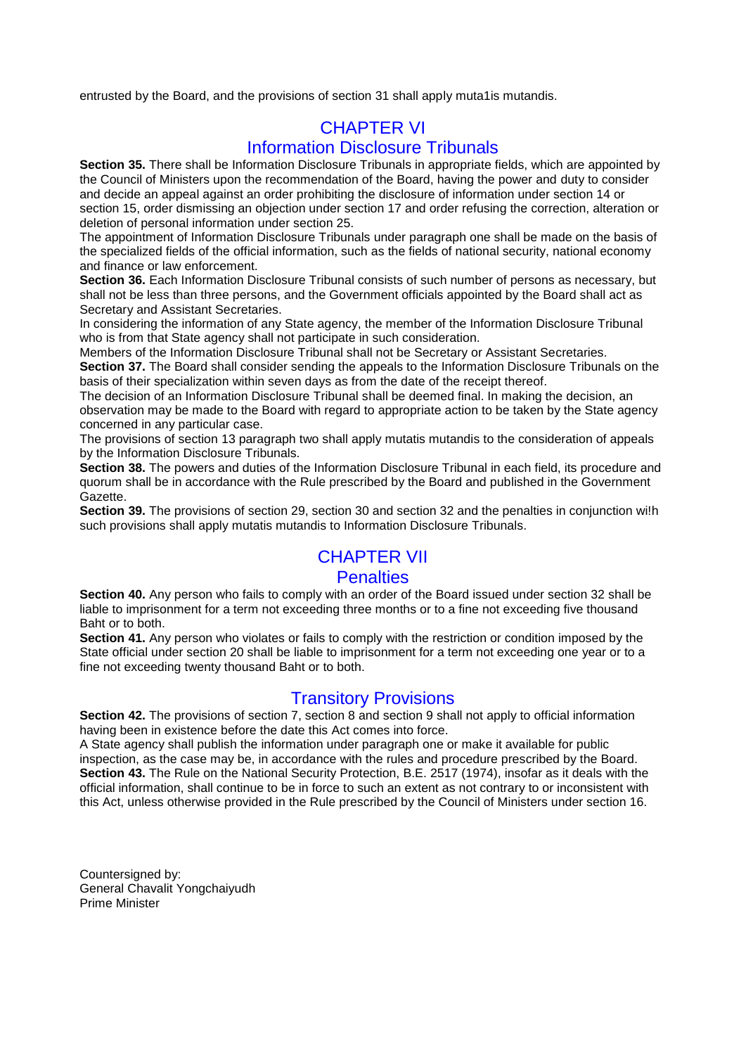entrusted by the Board, and the provisions of section 31 shall apply muta1is mutandis.

## CHAPTER VI
## Information Disclosure Tribunals

**Section 35.** There shall be Information Disclosure Tribunals in appropriate fields, which are appointed by the Council of Ministers upon the recommendation of the Board, having the power and duty to consider and decide an appeal against an order prohibiting the disclosure of information under section 14 or section 15, order dismissing an objection under section 17 and order refusing the correction, alteration or deletion of personal information under section 25.

The appointment of Information Disclosure Tribunals under paragraph one shall be made on the basis of the specialized fields of the official information, such as the fields of national security, national economy and finance or law enforcement.

**Section 36.** Each Information Disclosure Tribunal consists of such number of persons as necessary, but shall not be less than three persons, and the Government officials appointed by the Board shall act as Secretary and Assistant Secretaries.

In considering the information of any State agency, the member of the Information Disclosure Tribunal who is from that State agency shall not participate in such consideration.

Members of the Information Disclosure Tribunal shall not be Secretary or Assistant Secretaries.

**Section 37.** The Board shall consider sending the appeals to the Information Disclosure Tribunals on the basis of their specialization within seven days as from the date of the receipt thereof.

The decision of an Information Disclosure Tribunal shall be deemed final. In making the decision, an observation may be made to the Board with regard to appropriate action to be taken by the State agency concerned in any particular case.

The provisions of section 13 paragraph two shall apply mutatis mutandis to the consideration of appeals by the Information Disclosure Tribunals.

**Section 38.** The powers and duties of the Information Disclosure Tribunal in each field, its procedure and quorum shall be in accordance with the Rule prescribed by the Board and published in the Government Gazette.

**Section 39.** The provisions of section 29, section 30 and section 32 and the penalties in conjunction wi!h such provisions shall apply mutatis mutandis to Information Disclosure Tribunals.

## CHAPTER VII
## Penalties

**Section 40.** Any person who fails to comply with an order of the Board issued under section 32 shall be liable to imprisonment for a term not exceeding three months or to a fine not exceeding five thousand Baht or to both.

**Section 41.** Any person who violates or fails to comply with the restriction or condition imposed by the State official under section 20 shall be liable to imprisonment for a term not exceeding one year or to a fine not exceeding twenty thousand Baht or to both.

## Transitory Provisions

**Section 42.** The provisions of section 7, section 8 and section 9 shall not apply to official information having been in existence before the date this Act comes into force.

A State agency shall publish the information under paragraph one or make it available for public inspection, as the case may be, in accordance with the rules and procedure prescribed by the Board.

**Section 43.** The Rule on the National Security Protection, B.E. 2517 (1974), insofar as it deals with the official information, shall continue to be in force to such an extent as not contrary to or inconsistent with this Act, unless otherwise provided in the Rule prescribed by the Council of Ministers under section 16.

Countersigned by:
General Chavalit Yongchaiyudh
Prime Minister